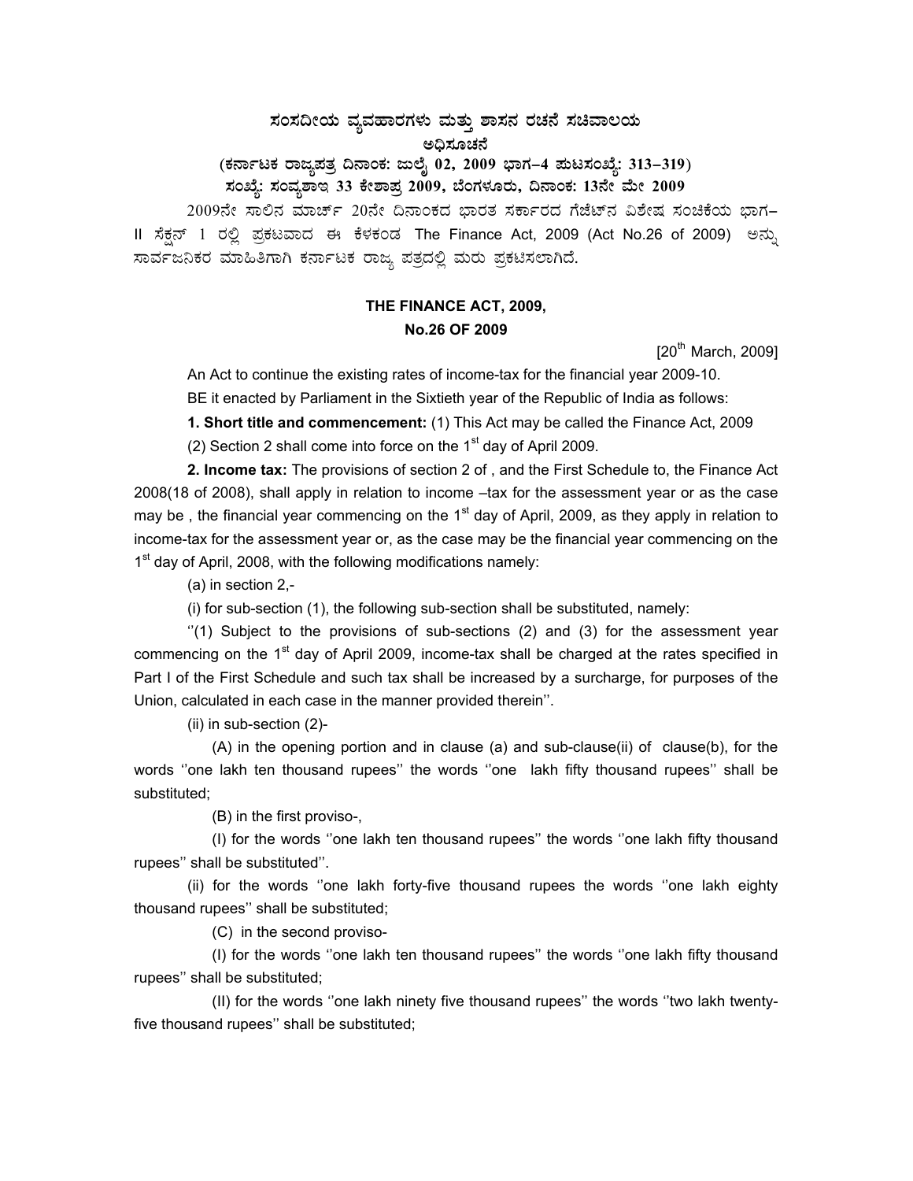# ಸಂಸದೀಯ ವ್ಯವಹಾರಗಳು ಮತ್ತು ಶಾಸನ ರಚನೆ ಸಚಿವಾಲಯ

## ಅಧಿಸೂಚನೆ

**(ಕರ್ನಾಟಕ ರಾಜ್ಯಪತ್ರ ದಿನಾಂಕ: ಜುಲೈ 02, 2009 ಭಾಗ–4 ಪುಟಸಂಖ್ಯೆ: 313–319)**

**ಸಂಖ್ಯೆ: ಸಂವ್ಯಶಾಇ 33 ಕೇಶಾಪ್ರ 2009, ಬೆಂಗಳೂರು, ದಿನಾಂಕ: 13ನೇ ಮೇ 2009**

2009ನೇ ಸಾಲಿನ ಮಾರ್ಚ್ 20ನೇ ದಿನಾಂಕದ ಭಾರತ ಸರ್ಕಾರದ ಗೆಜೆಟ್‌ನ ವಿಶೇಷ ಸಂಚಿಕೆಯ ಭಾಗ–II ಸೆಕ್ಷನ್ 1 ರಲ್ಲಿ ಪ್ರಕಟವಾದ ಈ ಕೆಳಕಂಡ The Finance Act, 2009 (Act No.26 of 2009) ಅನ್ನು ಸಾರ್ವಜನಿಕರ ಮಾಹಿತಿಗಾಗಿ ಕರ್ನಾಟಕ ರಾಜ್ಯ ಪತ್ರದಲ್ಲಿ ಮರು ಪ್ರಕಟಿಸಲಾಗಿದೆ.

## THE FINANCE ACT, 2009, No.26 OF 2009

[20th March, 2009]

An Act to continue the existing rates of income-tax for the financial year 2009-10.

BE it enacted by Parliament in the Sixtieth year of the Republic of India as follows:

**1. Short title and commencement:** (1) This Act may be called the Finance Act, 2009

(2) Section 2 shall come into force on the 1st day of April 2009.

**2. Income tax:** The provisions of section 2 of , and the First Schedule to, the Finance Act 2008(18 of 2008), shall apply in relation to income –tax for the assessment year or as the case may be , the financial year commencing on the 1st day of April, 2009, as they apply in relation to income-tax for the assessment year or, as the case may be the financial year commencing on the 1st day of April, 2008, with the following modifications namely:

(a) in section 2,-

(i) for sub-section (1), the following sub-section shall be substituted, namely:

''(1) Subject to the provisions of sub-sections (2) and (3) for the assessment year commencing on the 1st day of April 2009, income-tax shall be charged at the rates specified in Part I of the First Schedule and such tax shall be increased by a surcharge, for purposes of the Union, calculated in each case in the manner provided therein''.

(ii) in sub-section (2)-

(A) in the opening portion and in clause (a) and sub-clause(ii) of clause(b), for the words ''one lakh ten thousand rupees'' the words ''one lakh fifty thousand rupees'' shall be substituted;

(B) in the first proviso-,

(I) for the words ''one lakh ten thousand rupees'' the words ''one lakh fifty thousand rupees'' shall be substituted''.

(ii) for the words ''one lakh forty-five thousand rupees the words ''one lakh eighty thousand rupees'' shall be substituted;

(C) in the second proviso-

(I) for the words ''one lakh ten thousand rupees'' the words ''one lakh fifty thousand rupees'' shall be substituted;

(II) for the words ''one lakh ninety five thousand rupees'' the words ''two lakh twenty-five thousand rupees'' shall be substituted;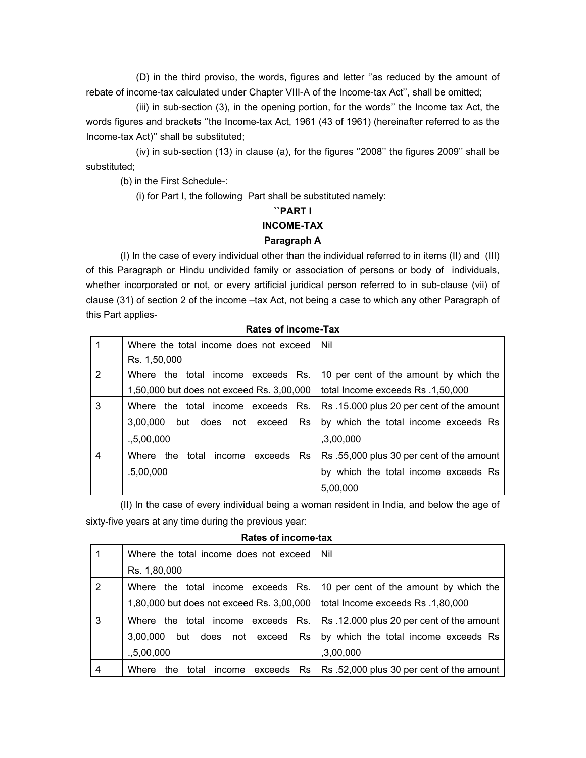(D) in the third proviso, the words, figures and letter ''as reduced by the amount of rebate of income-tax calculated under Chapter VIII-A of the Income-tax Act'', shall be omitted;

(iii) in sub-section (3), in the opening portion, for the words'' the Income tax Act, the words figures and brackets ''the Income-tax Act, 1961 (43 of 1961) (hereinafter referred to as the Income-tax Act)'' shall be substituted;

(iv) in sub-section (13) in clause (a), for the figures ''2008'' the figures 2009'' shall be substituted;

(b) in the First Schedule-:

(i) for Part I, the following Part shall be substituted namely:

**``PART I**

**INCOME-TAX**

**Paragraph A**

(I) In the case of every individual other than the individual referred to in items (II) and (III) of this Paragraph or Hindu undivided family or association of persons or body of individuals, whether incorporated or not, or every artificial juridical person referred to in sub-clause (vii) of clause (31) of section 2 of the income –tax Act, not being a case to which any other Paragraph of this Part applies-

**Rates of income-Tax**

| | | |
|---|---|---|
| 1 | Where the total income does not exceed Rs. 1,50,000 | Nil |
| 2 | Where the total income exceeds Rs. 1,50,000 but does not exceed Rs. 3,00,000 | 10 per cent of the amount by which the total Income exceeds Rs .1,50,000 |
| 3 | Where the total income exceeds Rs. 3,00,000 but does not exceed Rs .,5,00,000 | Rs .15.000 plus 20 per cent of the amount by which the total income exceeds Rs ,3,00,000 |
| 4 | Where the total income exceeds Rs .5,00,000 | Rs .55,000 plus 30 per cent of the amount by which the total income exceeds Rs 5,00,000 |

(II) In the case of every individual being a woman resident in India, and below the age of sixty-five years at any time during the previous year:

**Rates of income-tax**

| | | |
|---|---|---|
| 1 | Where the total income does not exceed Rs. 1,80,000 | Nil |
| 2 | Where the total income exceeds Rs. 1,80,000 but does not exceed Rs. 3,00,000 | 10 per cent of the amount by which the total Income exceeds Rs .1,80,000 |
| 3 | Where the total income exceeds Rs. 3,00,000 but does not exceed Rs .,5,00,000 | Rs .12.000 plus 20 per cent of the amount by which the total income exceeds Rs ,3,00,000 |
| 4 | Where the total income exceeds Rs | Rs .52,000 plus 30 per cent of the amount |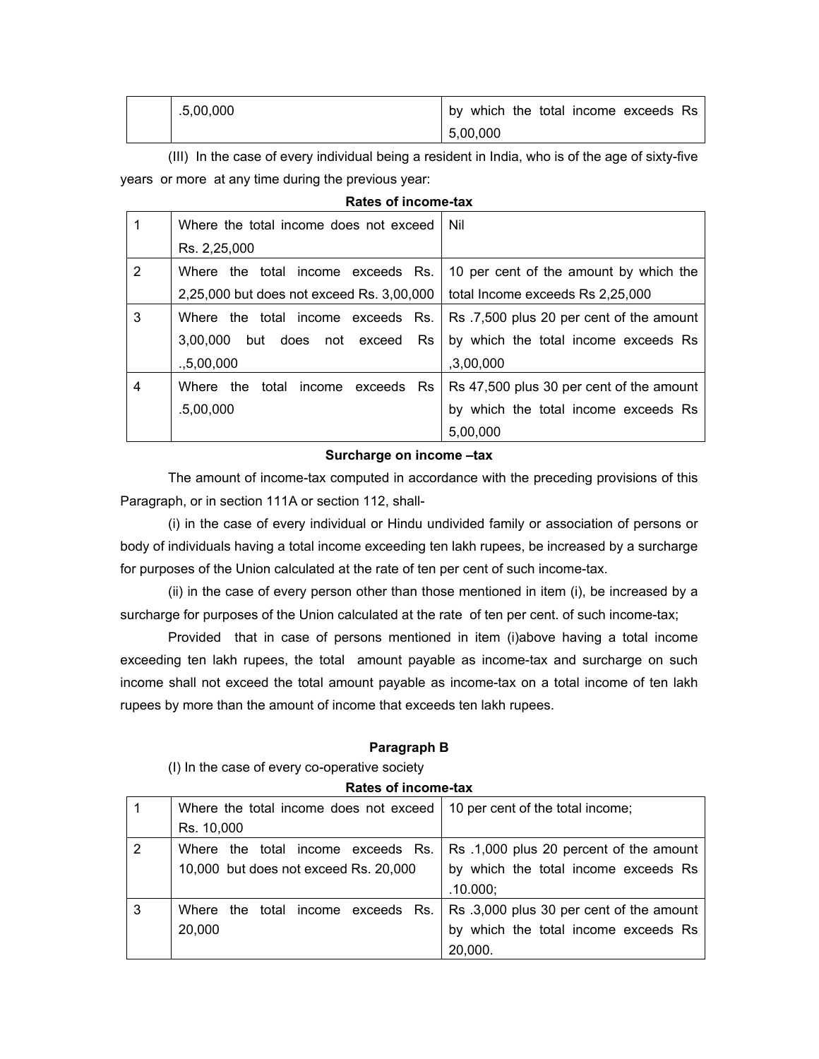| | .5,00,000 | by which the total income exceeds Rs 5,00,000 |
|---|---|---|

(III) In the case of every individual being a resident in India, who is of the age of sixty-five years or more at any time during the previous year:

**Rates of income-tax**

| | | |
|---|---|---|
| 1 | Where the total income does not exceed Rs. 2,25,000 | Nil |
| 2 | Where the total income exceeds Rs. 2,25,000 but does not exceed Rs. 3,00,000 | 10 per cent of the amount by which the total Income exceeds Rs 2,25,000 |
| 3 | Where the total income exceeds Rs. 3,00,000 but does not exceed Rs .,5,00,000 | Rs .7,500 plus 20 per cent of the amount by which the total income exceeds Rs ,3,00,000 |
| 4 | Where the total income exceeds Rs .5,00,000 | Rs 47,500 plus 30 per cent of the amount by which the total income exceeds Rs 5,00,000 |

**Surcharge on income –tax**

The amount of income-tax computed in accordance with the preceding provisions of this Paragraph, or in section 111A or section 112, shall-

(i) in the case of every individual or Hindu undivided family or association of persons or body of individuals having a total income exceeding ten lakh rupees, be increased by a surcharge for purposes of the Union calculated at the rate of ten per cent of such income-tax.

(ii) in the case of every person other than those mentioned in item (i), be increased by a surcharge for purposes of the Union calculated at the rate of ten per cent. of such income-tax;

Provided that in case of persons mentioned in item (i)above having a total income exceeding ten lakh rupees, the total amount payable as income-tax and surcharge on such income shall not exceed the total amount payable as income-tax on a total income of ten lakh rupees by more than the amount of income that exceeds ten lakh rupees.

**Paragraph B**

(I) In the case of every co-operative society

**Rates of income-tax**

| | | |
|---|---|---|
| 1 | Where the total income does not exceed Rs. 10,000 | 10 per cent of the total income; |
| 2 | Where the total income exceeds Rs. 10,000 but does not exceed Rs. 20,000 | Rs .1,000 plus 20 percent of the amount by which the total income exceeds Rs .10.000; |
| 3 | Where the total income exceeds Rs. 20,000 | Rs .3,000 plus 30 per cent of the amount by which the total income exceeds Rs 20,000. |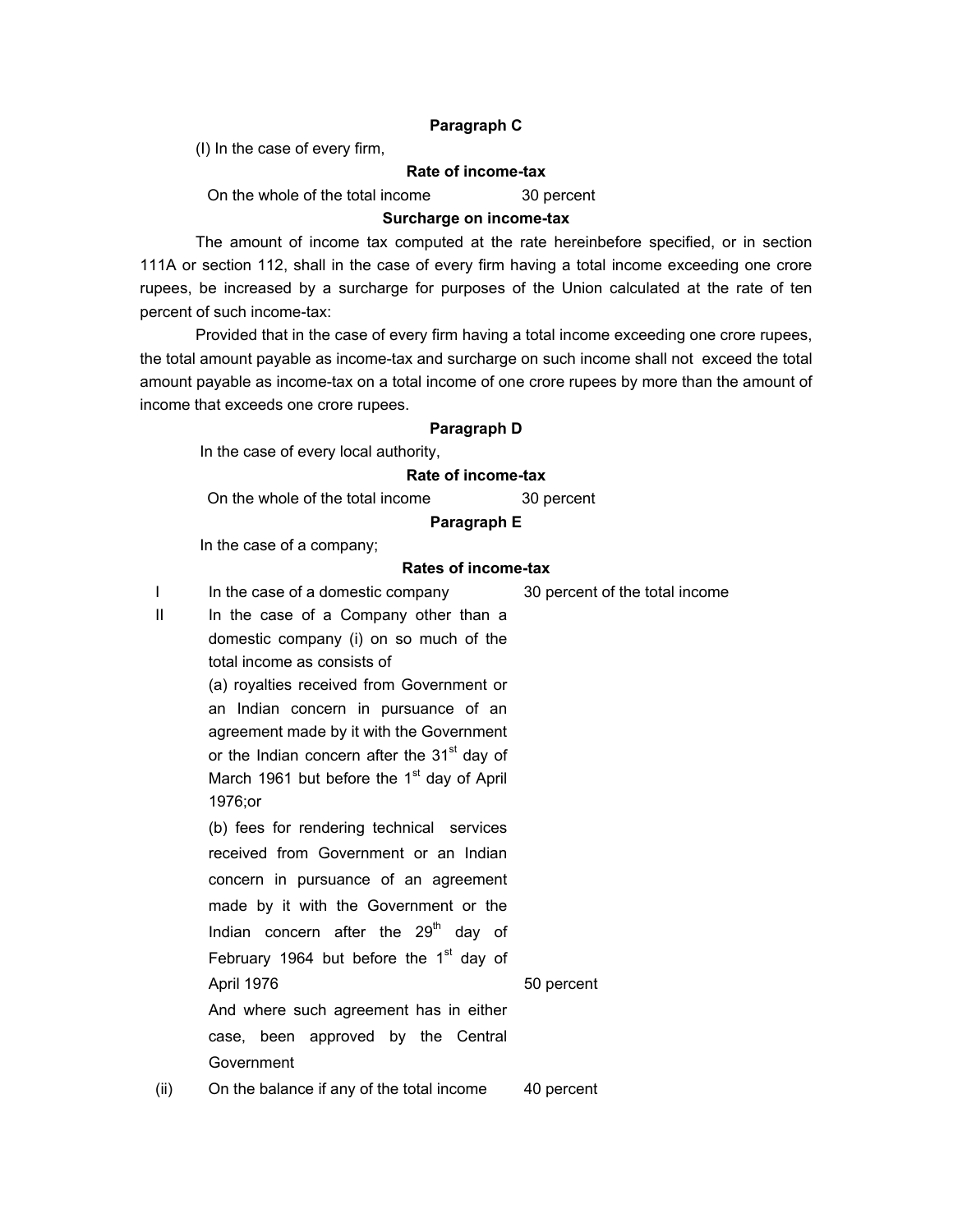**Paragraph C**

(I) In the case of every firm,

**Rate of income-tax**

| | |
|---|---|
| On the whole of the total income | 30 percent |

**Surcharge on income-tax**

The amount of income tax computed at the rate hereinbefore specified, or in section 111A or section 112, shall in the case of every firm having a total income exceeding one crore rupees, be increased by a surcharge for purposes of the Union calculated at the rate of ten percent of such income-tax:

Provided that in the case of every firm having a total income exceeding one crore rupees, the total amount payable as income-tax and surcharge on such income shall not exceed the total amount payable as income-tax on a total income of one crore rupees by more than the amount of income that exceeds one crore rupees.

**Paragraph D**

In the case of every local authority,

**Rate of income-tax**

| | |
|---|---|
| On the whole of the total income | 30 percent |

**Paragraph E**

In the case of a company;

**Rates of income-tax**

| | | |
|---|---|---|
| I | In the case of a domestic company | 30 percent of the total income |
| II | In the case of a Company other than a domestic company (i) on so much of the total income as consists of<br>(a) royalties received from Government or an Indian concern in pursuance of an agreement made by it with the Government or the Indian concern after the 31st day of March 1961 but before the 1st day of April 1976;or<br>(b) fees for rendering technical services received from Government or an Indian concern in pursuance of an agreement made by it with the Government or the Indian concern after the 29th day of February 1964 but before the 1st day of April 1976<br>And where such agreement has in either case, been approved by the Central Government | 50 percent |
| (ii) | On the balance if any of the total income | 40 percent |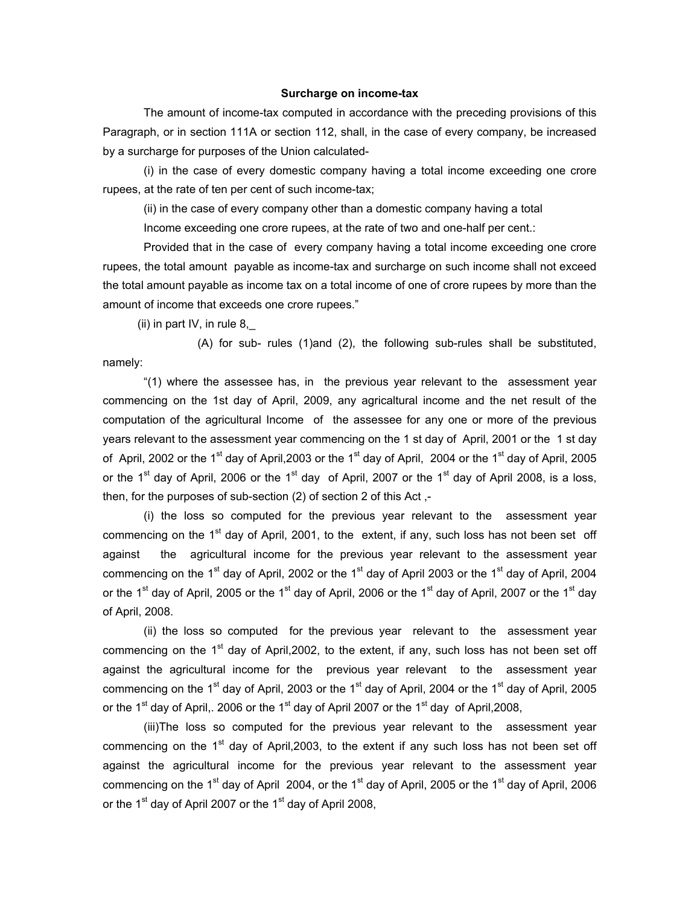**Surcharge on income-tax**

The amount of income-tax computed in accordance with the preceding provisions of this Paragraph, or in section 111A or section 112, shall, in the case of every company, be increased by a surcharge for purposes of the Union calculated-

(i) in the case of every domestic company having a total income exceeding one crore rupees, at the rate of ten per cent of such income-tax;

(ii) in the case of every company other than a domestic company having a total Income exceeding one crore rupees, at the rate of two and one-half per cent.:

Provided that in the case of every company having a total income exceeding one crore rupees, the total amount payable as income-tax and surcharge on such income shall not exceed the total amount payable as income tax on a total income of one of crore rupees by more than the amount of income that exceeds one crore rupees."

(ii) in part IV, in rule 8,_

(A) for sub- rules (1)and (2), the following sub-rules shall be substituted, namely:

"(1) where the assessee has, in the previous year relevant to the assessment year commencing on the 1st day of April, 2009, any agricaltural income and the net result of the computation of the agricultural Income of the assessee for any one or more of the previous years relevant to the assessment year commencing on the 1 st day of April, 2001 or the 1 st day of April, 2002 or the 1st day of April,2003 or the 1st day of April, 2004 or the 1st day of April, 2005 or the 1st day of April, 2006 or the 1st day of April, 2007 or the 1st day of April 2008, is a loss, then, for the purposes of sub-section (2) of section 2 of this Act ,-

(i) the loss so computed for the previous year relevant to the assessment year commencing on the 1st day of April, 2001, to the extent, if any, such loss has not been set off against the agricultural income for the previous year relevant to the assessment year commencing on the 1st day of April, 2002 or the 1st day of April 2003 or the 1st day of April, 2004 or the 1st day of April, 2005 or the 1st day of April, 2006 or the 1st day of April, 2007 or the 1st day of April, 2008.

(ii) the loss so computed for the previous year relevant to the assessment year commencing on the 1st day of April,2002, to the extent, if any, such loss has not been set off against the agricultural income for the previous year relevant to the assessment year commencing on the 1st day of April, 2003 or the 1st day of April, 2004 or the 1st day of April, 2005 or the 1st day of April,. 2006 or the 1st day of April 2007 or the 1st day of April,2008,

(iii)The loss so computed for the previous year relevant to the assessment year commencing on the 1st day of April,2003, to the extent if any such loss has not been set off against the agricultural income for the previous year relevant to the assessment year commencing on the 1st day of April 2004, or the 1st day of April, 2005 or the 1st day of April, 2006 or the 1st day of April 2007 or the 1st day of April 2008,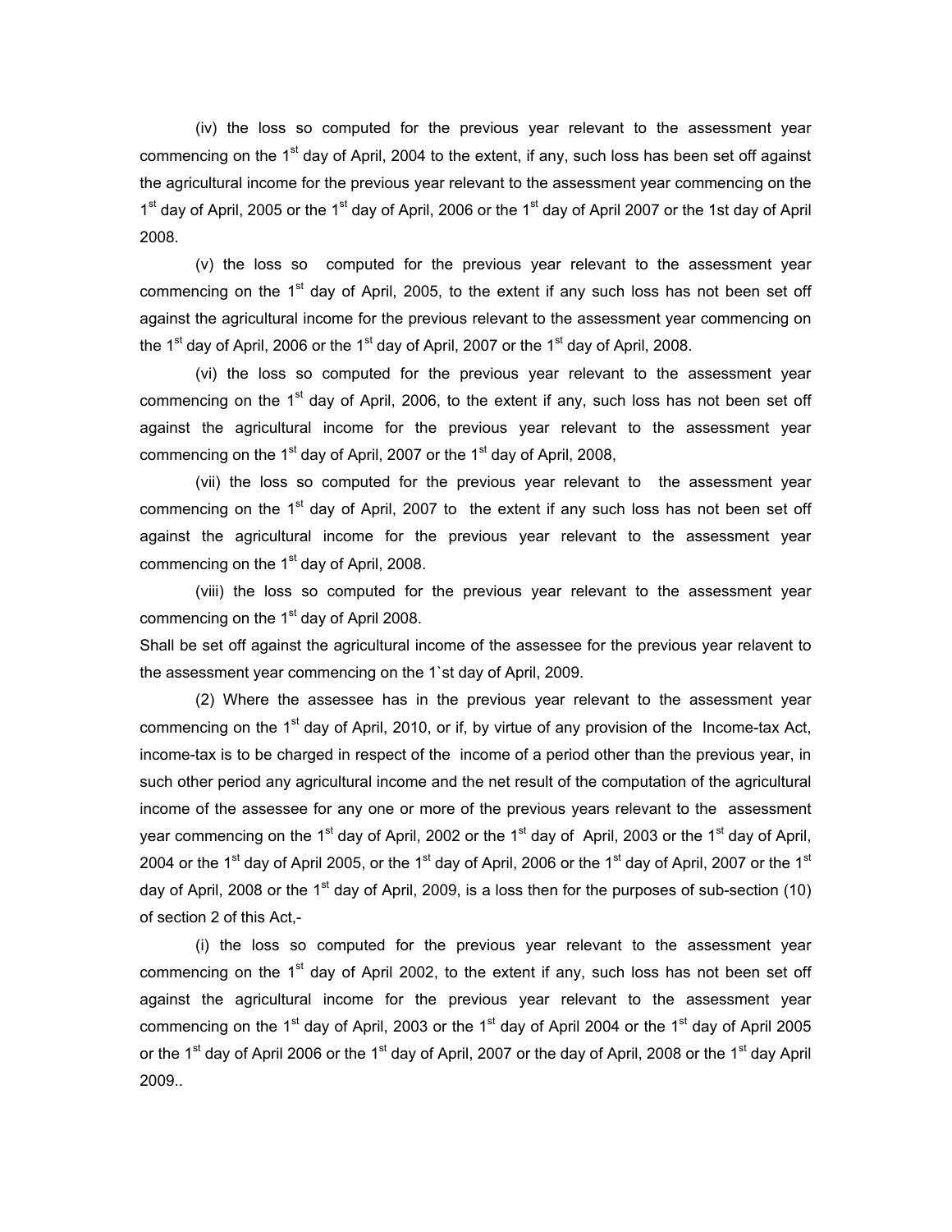(iv) the loss so computed for the previous year relevant to the assessment year commencing on the 1st day of April, 2004 to the extent, if any, such loss has been set off against the agricultural income for the previous year relevant to the assessment year commencing on the 1st day of April, 2005 or the 1st day of April, 2006 or the 1st day of April 2007 or the 1st day of April 2008.

(v) the loss so computed for the previous year relevant to the assessment year commencing on the 1st day of April, 2005, to the extent if any such loss has not been set off against the agricultural income for the previous relevant to the assessment year commencing on the 1st day of April, 2006 or the 1st day of April, 2007 or the 1st day of April, 2008.

(vi) the loss so computed for the previous year relevant to the assessment year commencing on the 1st day of April, 2006, to the extent if any, such loss has not been set off against the agricultural income for the previous year relevant to the assessment year commencing on the 1st day of April, 2007 or the 1st day of April, 2008,

(vii) the loss so computed for the previous year relevant to the assessment year commencing on the 1st day of April, 2007 to the extent if any such loss has not been set off against the agricultural income for the previous year relevant to the assessment year commencing on the 1st day of April, 2008.

(viii) the loss so computed for the previous year relevant to the assessment year commencing on the 1st day of April 2008.

Shall be set off against the agricultural income of the assessee for the previous year relavent to the assessment year commencing on the 1`st day of April, 2009.

(2) Where the assessee has in the previous year relevant to the assessment year commencing on the 1st day of April, 2010, or if, by virtue of any provision of the Income-tax Act, income-tax is to be charged in respect of the income of a period other than the previous year, in such other period any agricultural income and the net result of the computation of the agricultural income of the assessee for any one or more of the previous years relevant to the assessment year commencing on the 1st day of April, 2002 or the 1st day of April, 2003 or the 1st day of April, 2004 or the 1st day of April 2005, or the 1st day of April, 2006 or the 1st day of April, 2007 or the 1st day of April, 2008 or the 1st day of April, 2009, is a loss then for the purposes of sub-section (10) of section 2 of this Act,-

(i) the loss so computed for the previous year relevant to the assessment year commencing on the 1st day of April 2002, to the extent if any, such loss has not been set off against the agricultural income for the previous year relevant to the assessment year commencing on the 1st day of April, 2003 or the 1st day of April 2004 or the 1st day of April 2005 or the 1st day of April 2006 or the 1st day of April, 2007 or the day of April, 2008 or the 1st day April 2009..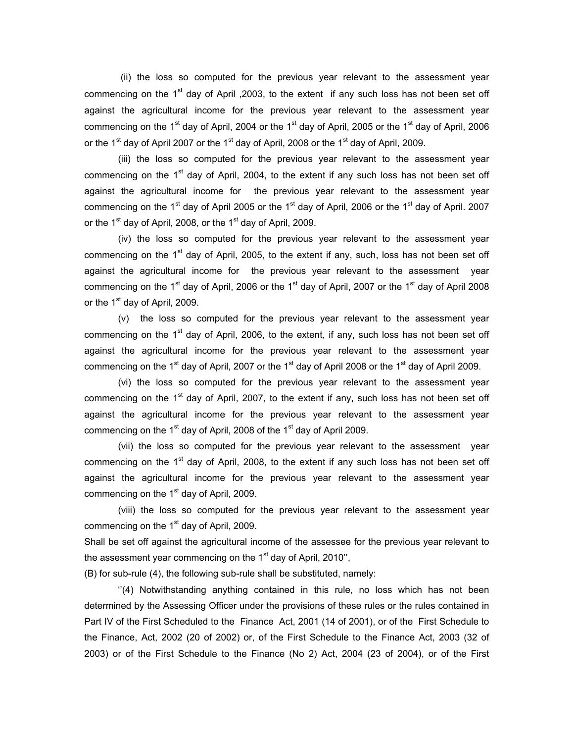(ii) the loss so computed for the previous year relevant to the assessment year commencing on the 1st day of April ,2003, to the extent if any such loss has not been set off against the agricultural income for the previous year relevant to the assessment year commencing on the 1st day of April, 2004 or the 1st day of April, 2005 or the 1st day of April, 2006 or the 1st day of April 2007 or the 1st day of April, 2008 or the 1st day of April, 2009.

(iii) the loss so computed for the previous year relevant to the assessment year commencing on the 1st day of April, 2004, to the extent if any such loss has not been set off against the agricultural income for the previous year relevant to the assessment year commencing on the 1st day of April 2005 or the 1st day of April, 2006 or the 1st day of April. 2007 or the 1st day of April, 2008, or the 1st day of April, 2009.

(iv) the loss so computed for the previous year relevant to the assessment year commencing on the 1st day of April, 2005, to the extent if any, such, loss has not been set off against the agricultural income for the previous year relevant to the assessment year commencing on the 1st day of April, 2006 or the 1st day of April, 2007 or the 1st day of April 2008 or the 1st day of April, 2009.

(v) the loss so computed for the previous year relevant to the assessment year commencing on the 1st day of April, 2006, to the extent, if any, such loss has not been set off against the agricultural income for the previous year relevant to the assessment year commencing on the 1st day of April, 2007 or the 1st day of April 2008 or the 1st day of April 2009.

(vi) the loss so computed for the previous year relevant to the assessment year commencing on the 1st day of April, 2007, to the extent if any, such loss has not been set off against the agricultural income for the previous year relevant to the assessment year commencing on the 1st day of April, 2008 of the 1st day of April 2009.

(vii) the loss so computed for the previous year relevant to the assessment year commencing on the 1st day of April, 2008, to the extent if any such loss has not been set off against the agricultural income for the previous year relevant to the assessment year commencing on the 1st day of April, 2009.

(viii) the loss so computed for the previous year relevant to the assessment year commencing on the 1st day of April, 2009.

Shall be set off against the agricultural income of the assessee for the previous year relevant to the assessment year commencing on the 1st day of April, 2010'',

(B) for sub-rule (4), the following sub-rule shall be substituted, namely:

''(4) Notwithstanding anything contained in this rule, no loss which has not been determined by the Assessing Officer under the provisions of these rules or the rules contained in Part IV of the First Scheduled to the Finance Act, 2001 (14 of 2001), or of the First Schedule to the Finance, Act, 2002 (20 of 2002) or, of the First Schedule to the Finance Act, 2003 (32 of 2003) or of the First Schedule to the Finance (No 2) Act, 2004 (23 of 2004), or of the First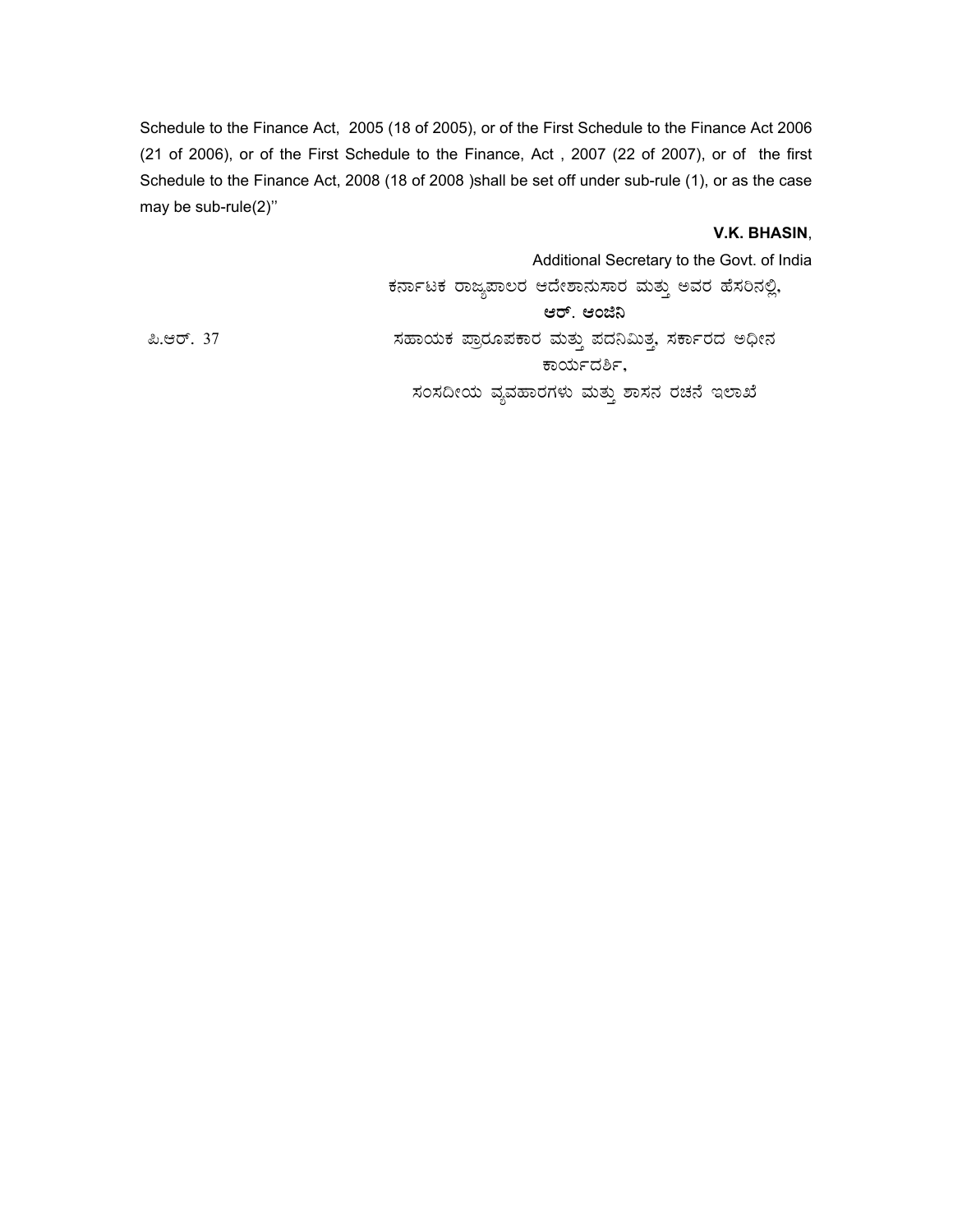Schedule to the Finance Act, 2005 (18 of 2005), or of the First Schedule to the Finance Act 2006 (21 of 2006), or of the First Schedule to the Finance, Act , 2007 (22 of 2007), or of the first Schedule to the Finance Act, 2008 (18 of 2008 )shall be set off under sub-rule (1), or as the case may be sub-rule(2)''

**V.K. BHASIN**,

Additional Secretary to the Govt. of India

ಕರ್ನಾಟಕ ರಾಜ್ಯಪಾಲರ ಆದೇಶಾನುಸಾರ ಮತ್ತು ಅವರ ಹೆಸರಿನಲ್ಲಿ,

**ಆರ್. ಆಂಜಿನಿ**

ಪಿ.ಆರ್. 37

ಸಹಾಯಕ ಪ್ರಾರೂಪಕಾರ ಮತ್ತು ಪದನಿಮಿತ್ತ, ಸರ್ಕಾರದ ಅಧೀನ ಕಾರ್ಯದರ್ಶಿ,

ಸಂಸದೀಯ ವ್ಯವಹಾರಗಳು ಮತ್ತು ಶಾಸನ ರಚನೆ ಇಲಾಖೆ